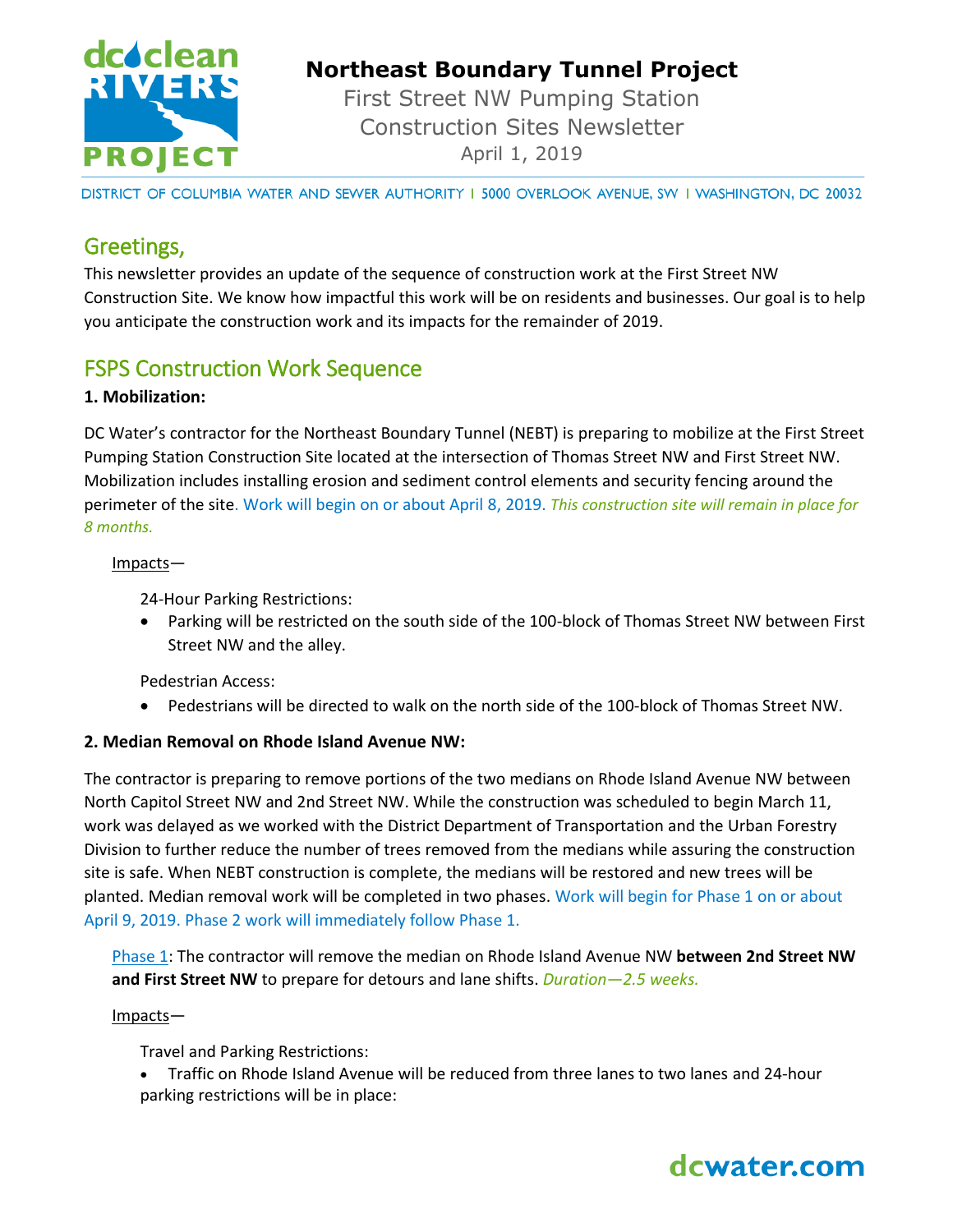# Northeast Boundary Tunnel Project

First Street NW Pumping Station
Construction Sites Newsletter
April 1, 2019

DISTRICT OF COLUMBIA WATER AND SEWER AUTHORITY | 5000 OVERLOOK AVENUE, SW | WASHINGTON, DC 20032

## Greetings,

This newsletter provides an update of the sequence of construction work at the First Street NW Construction Site. We know how impactful this work will be on residents and businesses. Our goal is to help you anticipate the construction work and its impacts for the remainder of 2019.

## FSPS Construction Work Sequence

**1. Mobilization:**

DC Water's contractor for the Northeast Boundary Tunnel (NEBT) is preparing to mobilize at the First Street Pumping Station Construction Site located at the intersection of Thomas Street NW and First Street NW. Mobilization includes installing erosion and sediment control elements and security fencing around the perimeter of the site. Work will begin on or about April 8, 2019. *This construction site will remain in place for 8 months.*

Impacts—

24-Hour Parking Restrictions:

- Parking will be restricted on the south side of the 100-block of Thomas Street NW between First Street NW and the alley.

Pedestrian Access:

- Pedestrians will be directed to walk on the north side of the 100-block of Thomas Street NW.

**2. Median Removal on Rhode Island Avenue NW:**

The contractor is preparing to remove portions of the two medians on Rhode Island Avenue NW between North Capitol Street NW and 2nd Street NW. While the construction was scheduled to begin March 11, work was delayed as we worked with the District Department of Transportation and the Urban Forestry Division to further reduce the number of trees removed from the medians while assuring the construction site is safe. When NEBT construction is complete, the medians will be restored and new trees will be planted. Median removal work will be completed in two phases. Work will begin for Phase 1 on or about April 9, 2019. Phase 2 work will immediately follow Phase 1.

Phase 1: The contractor will remove the median on Rhode Island Avenue NW **between 2nd Street NW and First Street NW** to prepare for detours and lane shifts. *Duration—2.5 weeks.*

Impacts—

Travel and Parking Restrictions:

- Traffic on Rhode Island Avenue will be reduced from three lanes to two lanes and 24-hour parking restrictions will be in place: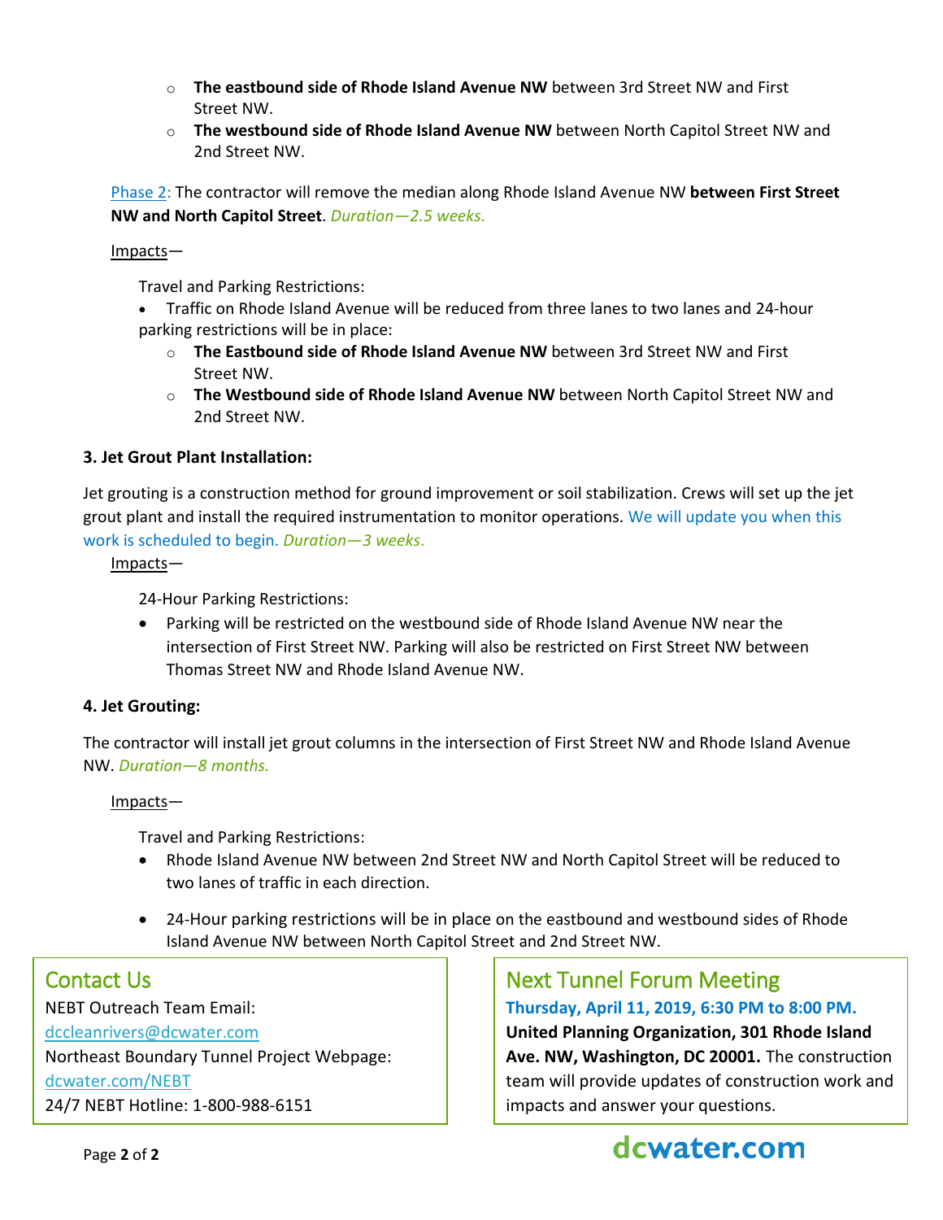- **The eastbound side of Rhode Island Avenue NW** between 3rd Street NW and First Street NW.
- **The westbound side of Rhode Island Avenue NW** between North Capitol Street NW and 2nd Street NW.

Phase 2: The contractor will remove the median along Rhode Island Avenue NW **between First Street NW and North Capitol Street**. *Duration—2.5 weeks.*

Impacts—

Travel and Parking Restrictions:

- Traffic on Rhode Island Avenue will be reduced from three lanes to two lanes and 24-hour parking restrictions will be in place:
  - **The Eastbound side of Rhode Island Avenue NW** between 3rd Street NW and First Street NW.
  - **The Westbound side of Rhode Island Avenue NW** between North Capitol Street NW and 2nd Street NW.

### 3. Jet Grout Plant Installation:

Jet grouting is a construction method for ground improvement or soil stabilization. Crews will set up the jet grout plant and install the required instrumentation to monitor operations. We will update you when this work is scheduled to begin. *Duration—3 weeks.*

Impacts—

24-Hour Parking Restrictions:

- Parking will be restricted on the westbound side of Rhode Island Avenue NW near the intersection of First Street NW. Parking will also be restricted on First Street NW between Thomas Street NW and Rhode Island Avenue NW.

### 4. Jet Grouting:

The contractor will install jet grout columns in the intersection of First Street NW and Rhode Island Avenue NW. *Duration—8 months.*

Impacts—

Travel and Parking Restrictions:

- Rhode Island Avenue NW between 2nd Street NW and North Capitol Street will be reduced to two lanes of traffic in each direction.
- 24-Hour parking restrictions will be in place on the eastbound and westbound sides of Rhode Island Avenue NW between North Capitol Street and 2nd Street NW.

## Contact Us

NEBT Outreach Team Email: dccleanrivers@dcwater.com

Northeast Boundary Tunnel Project Webpage: dcwater.com/NEBT

24/7 NEBT Hotline: 1-800-988-6151

## Next Tunnel Forum Meeting

**Thursday, April 11, 2019, 6:30 PM to 8:00 PM.**

**United Planning Organization, 301 Rhode Island Ave. NW, Washington, DC 20001.** The construction team will provide updates of construction work and impacts and answer your questions.

dcwater.com